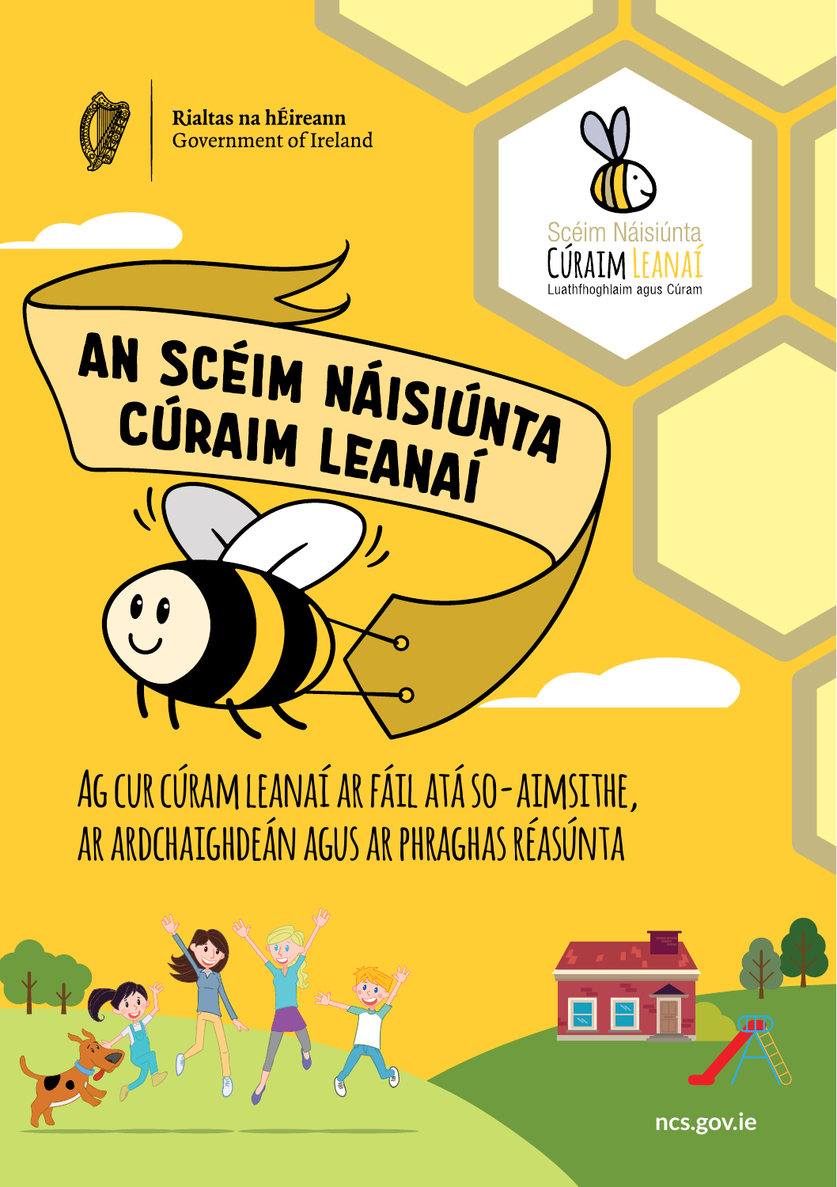Rialtas na hÉireann
Government of Ireland

Scéim Náisiúnta
CÚRAIM LEANAÍ
Luathfhoghlaim agus Cúram

# AN SCÉIM NÁISIÚNTA CÚRAIM LEANAÍ

## AG CUR CÚRAM LEANAÍ AR FÁIL ATÁ SO-AIMSITHE, AR ARDCHAIGHDEÁN AGUS AR PHRAGHAS RÉASÚNTA

ncs.gov.ie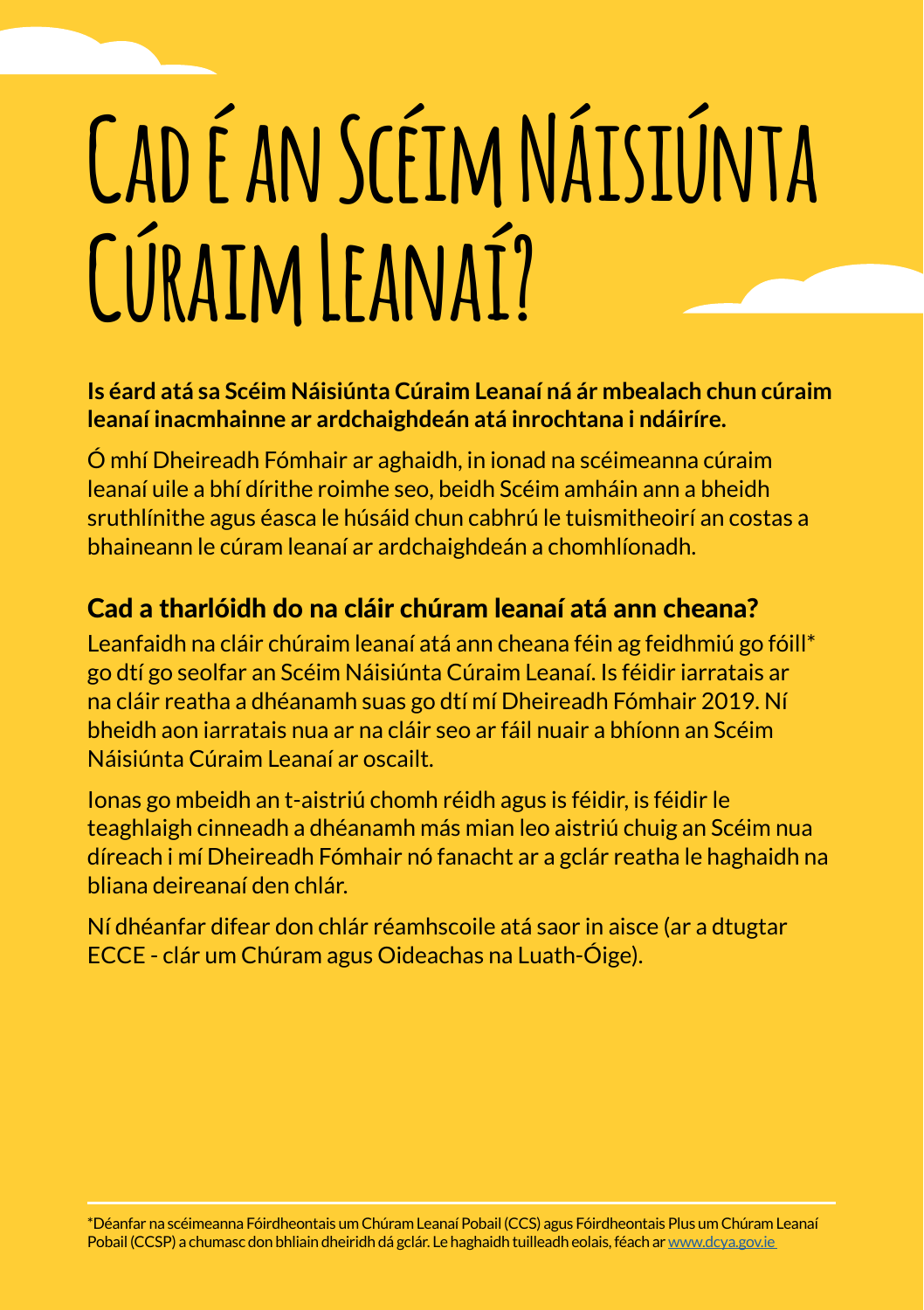# Cad é an Scéim Náisiúnta Cúraim Leanaí?

**Is éard atá sa Scéim Náisiúnta Cúraim Leanaí ná ár mbealach chun cúraim leanaí inacmhainne ar ardchaighdeán atá inrochtana i ndáiríre.**

Ó mhí Dheireadh Fómhair ar aghaidh, in ionad na scéimeanna cúraim leanaí uile a bhí dírithe roimhe seo, beidh Scéim amháin ann a bheidh sruthlínithe agus éasca le húsáid chun cabhrú le tuismitheoirí an costas a bhaineann le cúram leanaí ar ardchaighdeán a chomhlíonadh.

## Cad a tharlóidh do na cláir chúram leanaí atá ann cheana?

Leanfaidh na cláir chúraim leanaí atá ann cheana féin ag feidhmiú go fóill* go dtí go seolfar an Scéim Náisiúnta Cúraim Leanaí. Is féidir iarratais ar na cláir reatha a dhéanamh suas go dtí mí Dheireadh Fómhair 2019. Ní bheidh aon iarratais nua ar na cláir seo ar fáil nuair a bhíonn an Scéim Náisiúnta Cúraim Leanaí ar oscailt.

Ionas go mbeidh an t-aistriú chomh réidh agus is féidir, is féidir le teaghlaigh cinneadh a dhéanamh más mian leo aistriú chuig an Scéim nua díreach i mí Dheireadh Fómhair nó fanacht ar a gclár reatha le haghaidh na bliana deireanaí den chlár.

Ní dhéanfar difear don chlár réamhscoile atá saor in aisce (ar a dtugtar ECCE - clár um Chúram agus Oideachas na Luath-Óige).

---

*Déanfar na scéimeanna Fóirdheontais um Chúram Leanaí Pobail (CCS) agus Fóirdheontais Plus um Chúram Leanaí Pobail (CCSP) a chumasc don bhliain dheiridh dá gclár. Le haghaidh tuilleadh eolais, féach ar www.dcya.gov.ie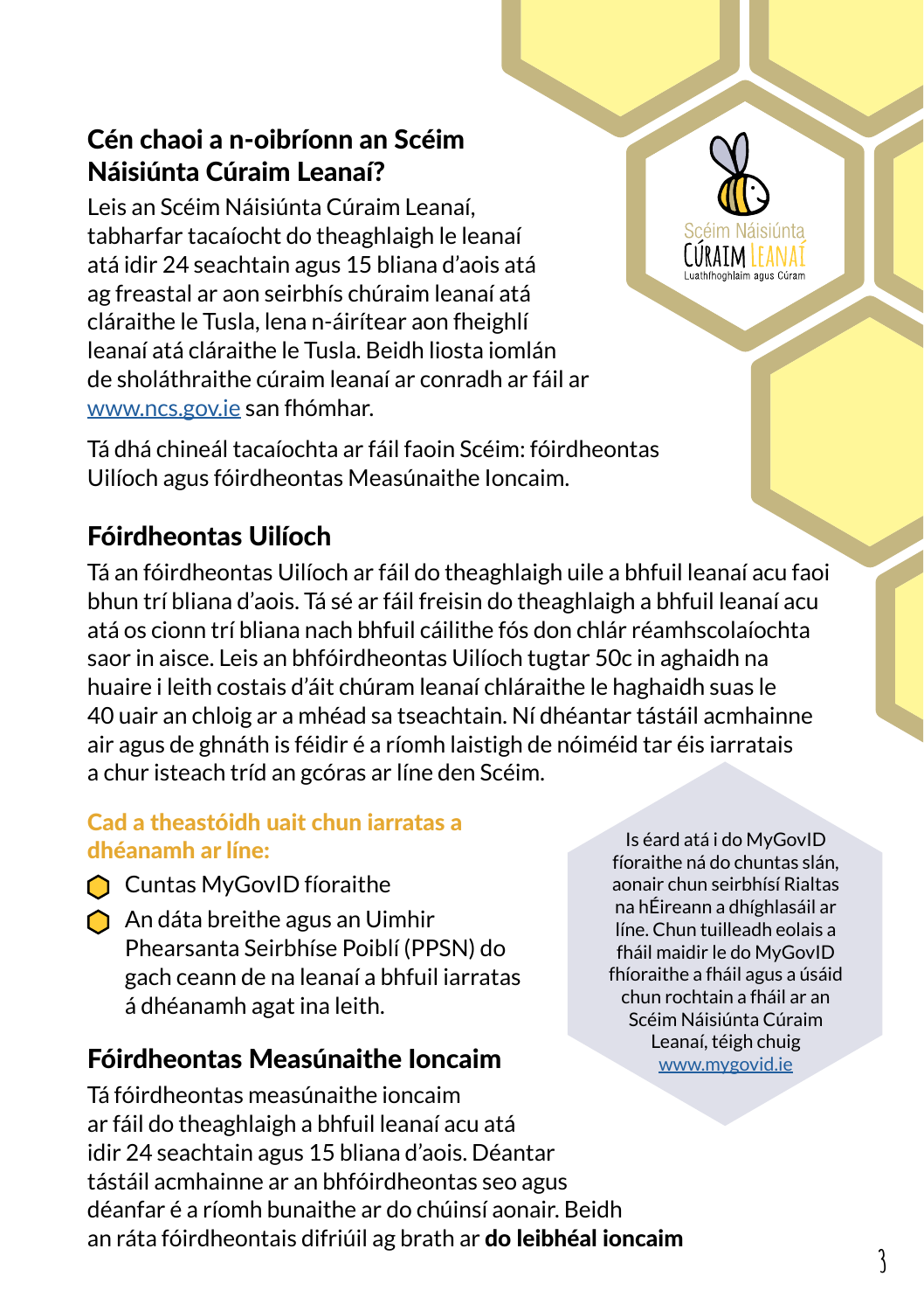## Cén chaoi a n-oibríonn an Scéim Náisiúnta Cúraim Leanaí?

Leis an Scéim Náisiúnta Cúraim Leanaí, tabharfar tacaíocht do theaghlaigh le leanaí atá idir 24 seachtain agus 15 bliana d'aois atá ag freastal ar aon seirbhís chúraim leanaí atá cláraithe le Tusla, lena n-áirítear aon fheighlí leanaí atá cláraithe le Tusla. Beidh liosta iomlán de sholáthraithe cúraim leanaí ar conradh ar fáil ar www.ncs.gov.ie san fhómhar.

Tá dhá chineál tacaíochta ar fáil faoin Scéim: fóirdheontas Uilíoch agus fóirdheontas Measúnaithe Ioncaim.

Scéim Náisiúnta Cúraim Leanaí
Luathfhoghlaim agus Cúram

## Fóirdheontas Uilíoch

Tá an fóirdheontas Uilíoch ar fáil do theaghlaigh uile a bhfuil leanaí acu faoi bhun trí bliana d'aois. Tá sé ar fáil freisin do theaghlaigh a bhfuil leanaí acu atá os cionn trí bliana nach bhfuil cáilithe fós don chlár réamhscolaíochta saor in aisce. Leis an bhfóirdheontas Uilíoch tugtar 50c in aghaidh na huaire i leith costais d'áit chúram leanaí chláraithe le haghaidh suas le 40 uair an chloig ar a mhéad sa tseachtain. Ní dhéantar tástáil acmhainne air agus de ghnáth is féidir é a ríomh laistigh de nóiméid tar éis iarratais a chur isteach tríd an gcóras ar líne den Scéim.

### Cad a theastóidh uait chun iarratas a dhéanamh ar líne:

- Cuntas MyGovID fíoraithe
- An dáta breithe agus an Uimhir Phearsanta Seirbhíse Poiblí (PPSN) do gach ceann de na leanaí a bhfuil iarratas á dhéanamh agat ina leith.

Is éard atá i do MyGovID fíoraithe ná do chuntas slán, aonair chun seirbhísí Rialtas na hÉireann a dhíghlasáil ar líne. Chun tuilleadh eolais a fháil maidir le do MyGovID fhíoraithe a fháil agus a úsáid chun rochtain a fháil ar an Scéim Náisiúnta Cúraim Leanaí, téigh chuig www.mygovid.ie

## Fóirdheontas Measúnaithe Ioncaim

Tá fóirdheontas measúnaithe ioncaim ar fáil do theaghlaigh a bhfuil leanaí acu atá idir 24 seachtain agus 15 bliana d'aois. Déantar tástáil acmhainne ar an bhfóirdheontas seo agus déanfar é a ríomh bunaithe ar do chúinsí aonair. Beidh an ráta fóirdheontais difriúil ag brath ar **do leibhéal ioncaim**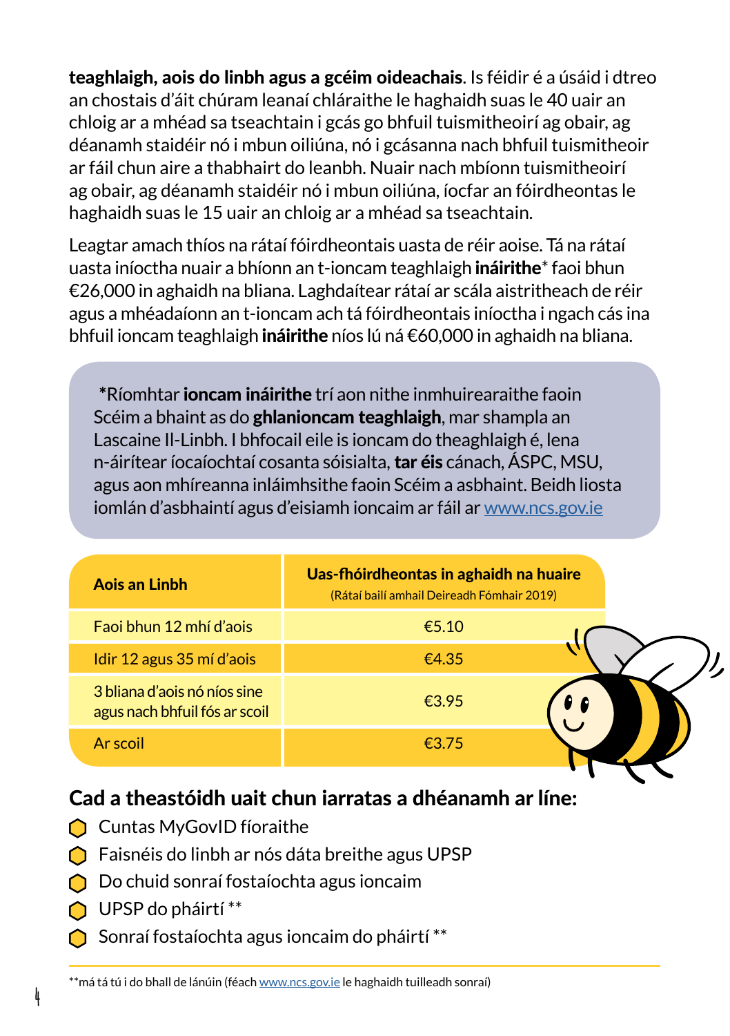**teaghlaigh, aois do linbh agus a gcéim oideachais**. Is féidir é a úsáid i dtreo an chostais d'áit chúram leanaí chláraithe le haghaidh suas le 40 uair an chloig ar a mhéad sa tseachtain i gcás go bhfuil tuismitheoirí ag obair, ag déanamh staidéir nó i mbun oiliúna, nó i gcásanna nach bhfuil tuismitheoir ar fáil chun aire a thabhairt do leanbh. Nuair nach mbíonn tuismitheoirí ag obair, ag déanamh staidéir nó i mbun oiliúna, íocfar an fóirdheontas le haghaidh suas le 15 uair an chloig ar a mhéad sa tseachtain.

Leagtar amach thíos na rátaí fóirdheontais uasta de réir aoise. Tá na rátaí uasta iníoctha nuair a bhíonn an t-ioncam teaghlaigh **ináirithe*** faoi bhun €26,000 in aghaidh na bliana. Laghdaítear rátaí ar scála aistritheach de réir agus a mhéadaíonn an t-ioncam ach tá fóirdheontais iníoctha i ngach cás ina bhfuil ioncam teaghlaigh **ináirithe** níos lú ná €60,000 in aghaidh na bliana.

*Ríomhtar **ioncam ináirithe** trí aon nithe inmhuirearaithe faoin Scéim a bhaint as do **ghlanioncam teaghlaigh**, mar shampla an Lascaine Il-Linbh. I bhfocail eile is ioncam do theaghlaigh é, lena n-áirítear íocaíochtaí cosanta sóisialta, **tar éis** cánach, ÁSPC, MSU, agus aon mhíreanna inláimhsithe faoin Scéim a asbhaint. Beidh liosta iomlán d'asbhaintí agus d'eisiamh ioncaim ar fáil ar www.ncs.gov.ie

| Aois an Linbh | Uas-fhóirdheontas in aghaidh na huaire (Rátaí bailí amhail Deireadh Fómhair 2019) |
|---|---|
| Faoi bhun 12 mhí d'aois | €5.10 |
| Idir 12 agus 35 mí d'aois | €4.35 |
| 3 bliana d'aois nó níos sine agus nach bhfuil fós ar scoil | €3.95 |
| Ar scoil | €3.75 |

## Cad a theastóidh uait chun iarratas a dhéanamh ar líne:

- Cuntas MyGovID fíoraithe
- Faisnéis do linbh ar nós dáta breithe agus UPSP
- Do chuid sonraí fostaíochta agus ioncaim
- UPSP do pháirtí **
- Sonraí fostaíochta agus ioncaim do pháirtí **

**má tá tú i do bhall de lánúin (féach www.ncs.gov.ie le haghaidh tuilleadh sonraí)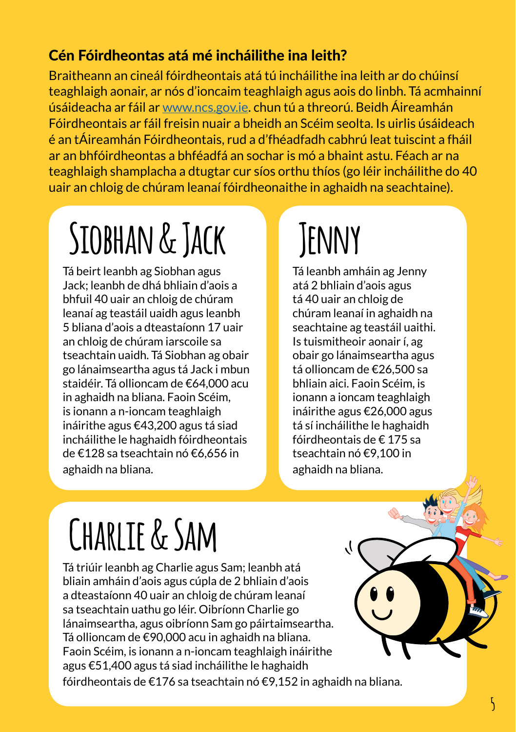### Cén Fóirdheontas atá mé incháilithe ina leith?

Braitheann an cineál fóirdheontais atá tú incháilithe ina leith ar do chúinsí teaghlaigh aonair, ar nós d'ioncaim teaghlaigh agus aois do linbh. Tá acmhainní úsáideacha ar fáil ar [www.ncs.gov.ie](http://www.ncs.gov.ie). chun tú a threorú. Beidh Áireamhán Fóirdheontais ar fáil freisin nuair a bheidh an Scéim seolta. Is uirlis úsáideach é an tÁireamhán Fóirdheontais, rud a d'fhéadfadh cabhrú leat tuiscint a fháil ar an bhfóirdheontas a bhféadfá an sochar is mó a bhaint astu. Féach ar na teaghlaigh shamplacha a dtugtar cur síos orthu thíos (go léir incháilithe do 40 uair an chloig de chúram leanaí fóirdheonaithe in aghaidh na seachtaine).

## Siobhan & Jack

Tá beirt leanbh ag Siobhan agus Jack; leanbh de dhá bhliain d'aois a bhfuil 40 uair an chloig de chúram leanaí ag teastáil uaidh agus leanbh 5 bliana d'aois a dteastaíonn 17 uair an chloig de chúram iarscoile sa tseachtain uaidh. Tá Siobhan ag obair go lánaimseartha agus tá Jack i mbun staidéir. Tá ollioncam de €64,000 acu in aghaidh na bliana. Faoin Scéim, is ionann a n-ioncam teaghlaigh ináirithe agus €43,200 agus tá siad incháilithe le haghaidh fóirdheontais de €128 sa tseachtain nó €6,656 in aghaidh na bliana.

## Jenny

Tá leanbh amháin ag Jenny atá 2 bhliain d'aois agus tá 40 uair an chloig de chúram leanaí in aghaidh na seachtaine ag teastáil uaithi. Is tuismitheoir aonair í, ag obair go lánaimseartha agus tá ollioncam de €26,500 sa bhliain aici. Faoin Scéim, is ionann a ioncam teaghlaigh ináirithe agus €26,000 agus tá sí incháilithe le haghaidh fóirdheontais de € 175 sa tseachtain nó €9,100 in aghaidh na bliana.

## Charlie & Sam

Tá triúir leanbh ag Charlie agus Sam; leanbh atá bliain amháin d'aois agus cúpla de 2 bhliain d'aois a dteastaíonn 40 uair an chloig de chúram leanaí sa tseachtain uathu go léir. Oibríonn Charlie go lánaimseartha, agus oibríonn Sam go páirtaimseartha. Tá ollioncam de €90,000 acu in aghaidh na bliana. Faoin Scéim, is ionann a n-ioncam teaghlaigh ináirithe agus €51,400 agus tá siad incháilithe le haghaidh fóirdheontais de €176 sa tseachtain nó €9,152 in aghaidh na bliana.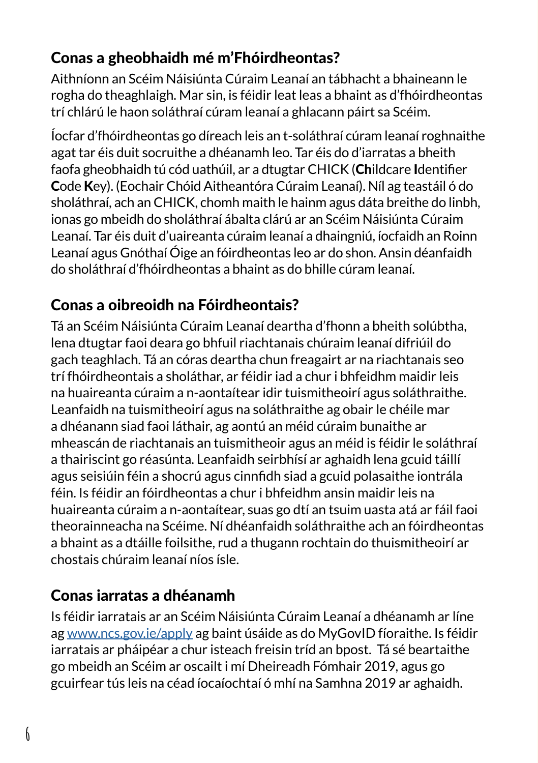## Conas a gheobhaidh mé m'Fhóirdheontas?

Aithníonn an Scéim Náisiúnta Cúraim Leanaí an tábhacht a bhaineann le rogha do theaghlaigh. Mar sin, is féidir leat leas a bhaint as d'fhóirdheontas trí chlárú le haon soláthraí cúram leanaí a ghlacann páirt sa Scéim.

Íocfar d'fhóirdheontas go díreach leis an t-soláthraí cúram leanaí roghnaithe agat tar éis duit socruithe a dhéanamh leo. Tar éis do d'iarratas a bheith faofa gheobhaidh tú cód uathúil, ar a dtugtar CHICK (**Ch**ildcare **I**dentifier **C**ode **K**ey). (Eochair Chóid Aitheantóra Cúraim Leanaí). Níl ag teastáil ó do sholáthraí, ach an CHICK, chomh maith le hainm agus dáta breithe do linbh, ionas go mbeidh do sholáthraí ábalta clárú ar an Scéim Náisiúnta Cúraim Leanaí. Tar éis duit d'uaireanta cúraim leanaí a dhaingniú, íocfaidh an Roinn Leanaí agus Gnóthaí Óige an fóirdheontas leo ar do shon. Ansin déanfaidh do sholáthraí d'fhóirdheontas a bhaint as do bhille cúram leanaí.

## Conas a oibreoidh na Fóirdheontais?

Tá an Scéim Náisiúnta Cúraim Leanaí deartha d'fhonn a bheith solúbtha, lena dtugtar faoi deara go bhfuil riachtanais chúraim leanaí difriúil do gach teaghlach. Tá an córas deartha chun freagairt ar na riachtanais seo trí fhóirdheontais a sholáthar, ar féidir iad a chur i bhfeidhm maidir leis na huaireanta cúraim a n-aontaítear idir tuismitheoirí agus soláthraithe. Leanfaidh na tuismitheoirí agus na soláthraithe ag obair le chéile mar a dhéanann siad faoi láthair, ag aontú an méid cúraim bunaithe ar mheascán de riachtanais an tuismitheoir agus an méid is féidir le soláthraí a thairiscint go réasúnta. Leanfaidh seirbhísí ar aghaidh lena gcuid táillí agus seisiúin féin a shocrú agus cinnfidh siad a gcuid polasaithe iontrála féin. Is féidir an fóirdheontas a chur i bhfeidhm ansin maidir leis na huaireanta cúraim a n-aontaítear, suas go dtí an tsuim uasta atá ar fáil faoi theorainneacha na Scéime. Ní dhéanfaidh soláthraithe ach an fóirdheontas a bhaint as a dtáille foilsithe, rud a thugann rochtain do thuismitheoirí ar chostais chúraim leanaí níos ísle.

## Conas iarratas a dhéanamh

Is féidir iarratais ar an Scéim Náisiúnta Cúraim Leanaí a dhéanamh ar líne ag [www.ncs.gov.ie/apply](http://www.ncs.gov.ie/apply) ag baint úsáide as do MyGovID fíoraithe. Is féidir iarratais ar pháipéar a chur isteach freisin tríd an bpost. Tá sé beartaithe go mbeidh an Scéim ar oscailt i mí Dheireadh Fómhair 2019, agus go gcuirfear tús leis na céad íocaíochtaí ó mhí na Samhna 2019 ar aghaidh.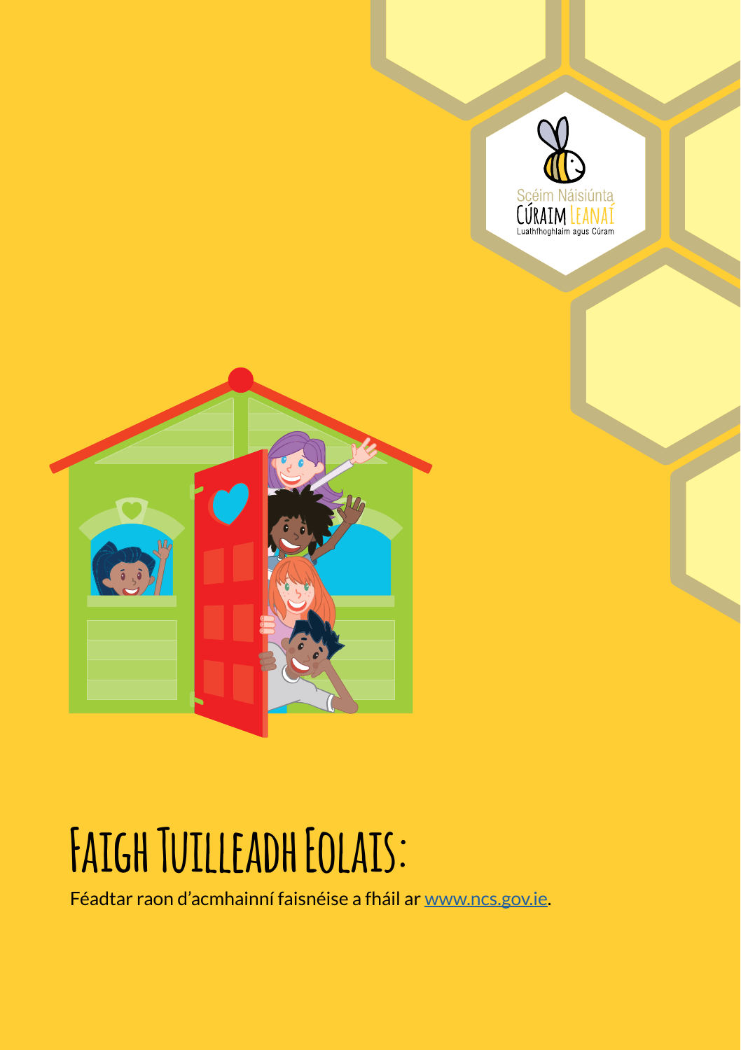Scéim Náisiúnta CÚRAIM LEANAÍ
Luathfhoghlaim agus Cúram

# Faigh Tuilleadh Eolais:

Féadtar raon d'acmhainní faisnéise a fháil ar www.ncs.gov.ie.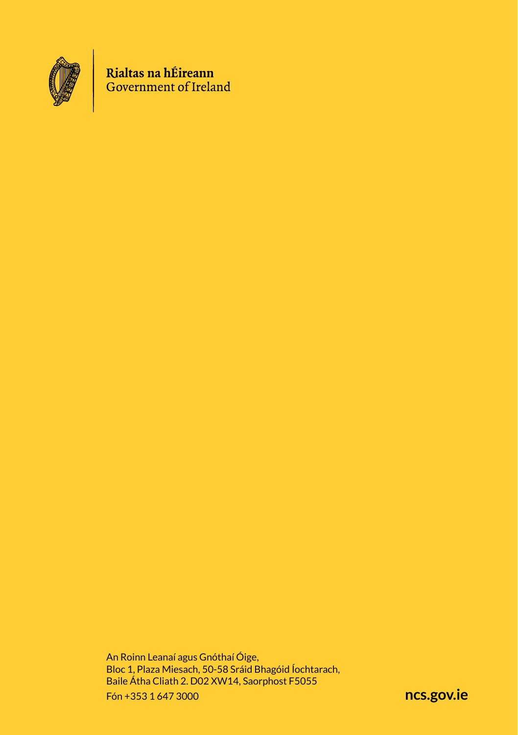Rialtas na hÉireann
Government of Ireland

An Roinn Leanaí agus Gnóthaí Óige,
Bloc 1, Plaza Miesach, 50-58 Sráid Bhagóid Íochtarach,
Baile Átha Cliath 2. D02 XW14, Saorphost F5055
Fón +353 1 647 3000

**ncs.gov.ie**